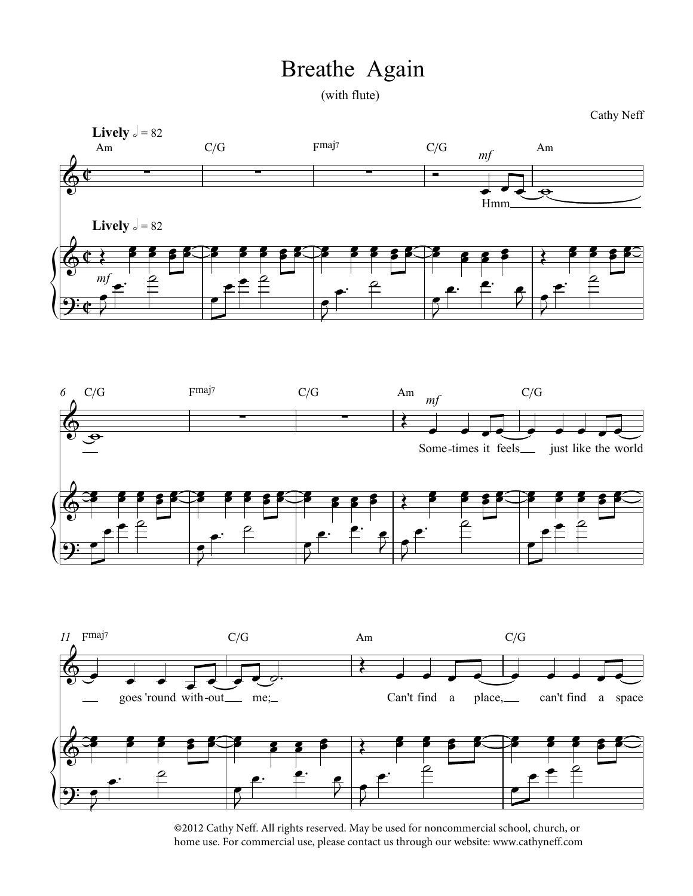# Breathe Again

(with flute)

Cathy Neff

©2012 Cathy Neff. All rights reserved. May be used for noncommercial school, church, or home use. For commercial use, please contact us through our website: www.cathyneff.com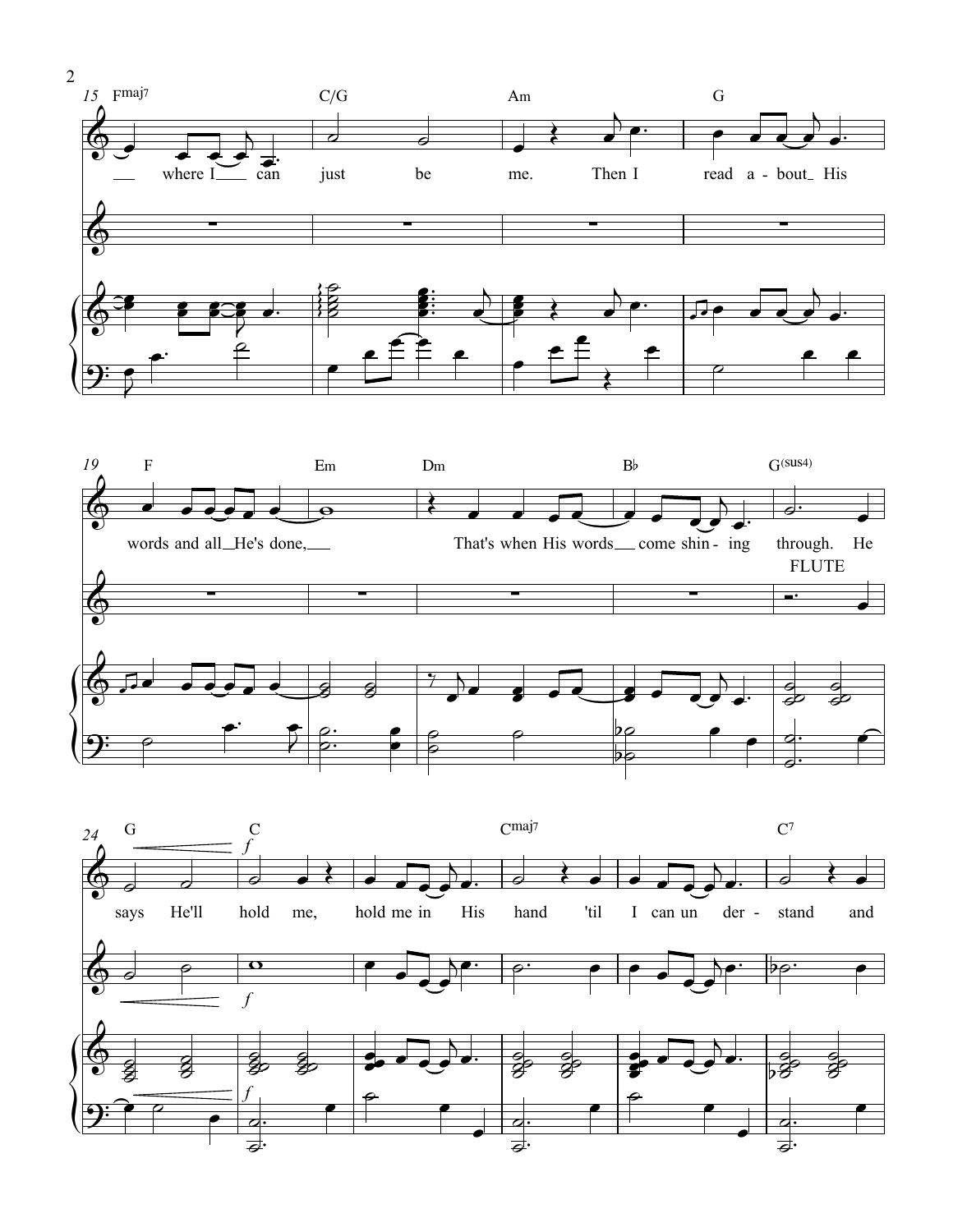15 Fmaj7 — C/G — Am — G

where I can just be me. Then I read a - bout His

19 F — Em — Dm — B♭ — G(sus4)

words and all He's done, That's when His words come shin - ing through. He

FLUTE

24 G — C — Cmaj7 — C7

*f*

says He'll hold me, hold me in His hand 'til I can un der - stand and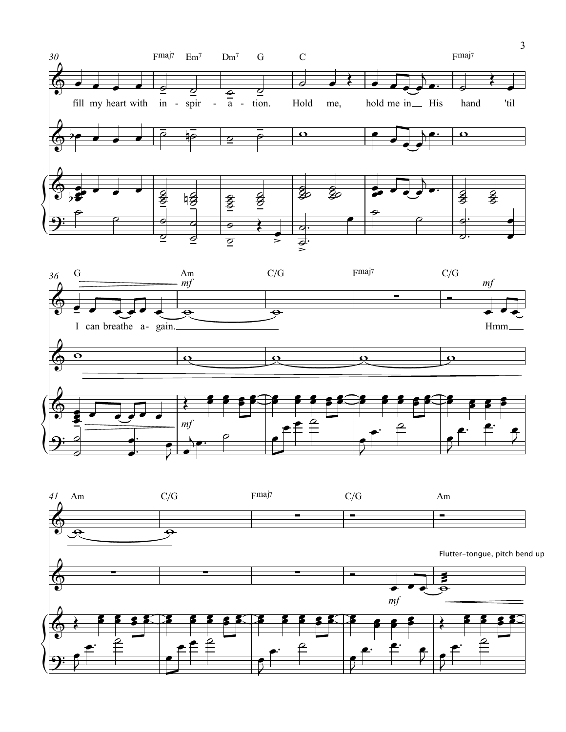fill my heart with in - spir - a - tion. Hold me, hold me in His hand 'til I can breathe a- gain. Hmm

Flutter-tongue, pitch bend up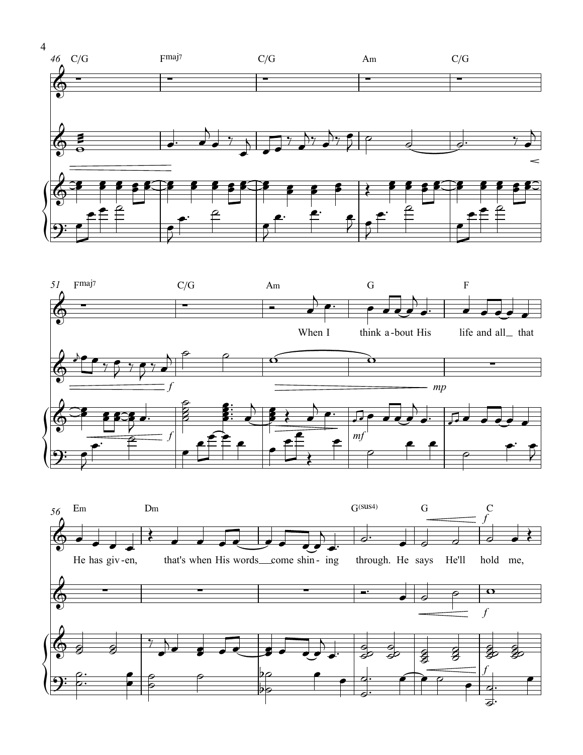46 C/G Fmaj7 C/G Am C/G

51 Fmaj7 C/G Am G F

When I think a-bout His life and all that

*f* *mp* *mf* *f*

56 Em Dm G(sus4) G C

He has giv-en, that's when His words come shin- ing through. He says He'll hold me,

*f* *f*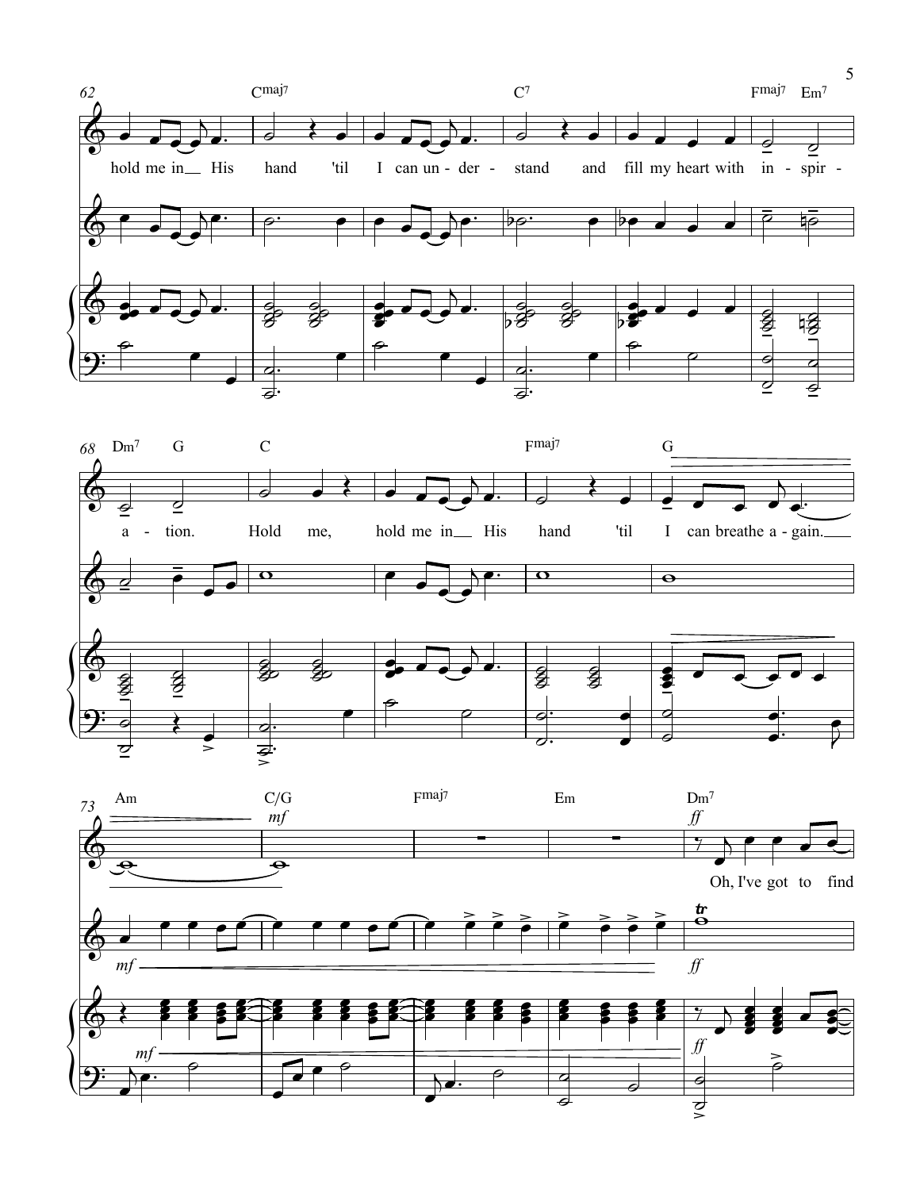hold me in His hand 'til I can understand and fill my heart with inspiration. Hold me, hold me in His hand 'til I can breathe again.

Oh, I've got to find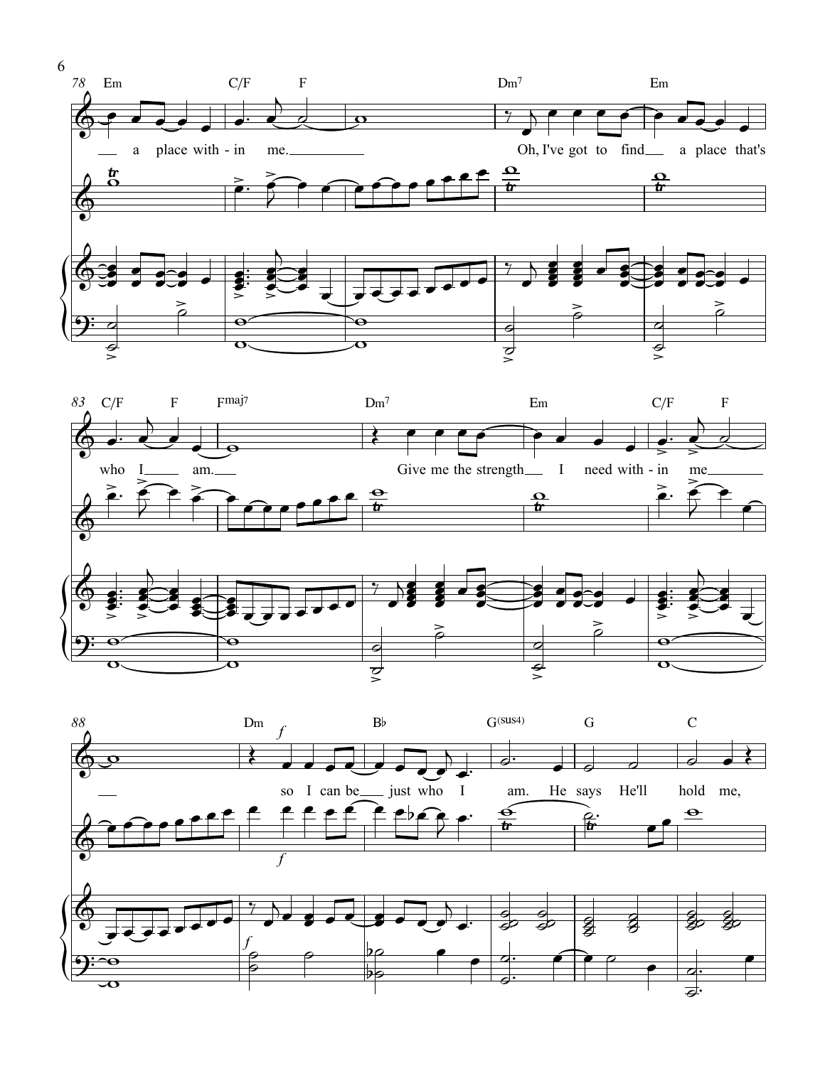78 Em C/F F Dm7 Em

a place with - in me. Oh, I've got to find a place that's

83 C/F F Fmaj7 Dm7 Em C/F F

who I am. Give me the strength I need with - in me

88 Dm Bb G(sus4) G C

*f*

so I can be just who I am. He says He'll hold me,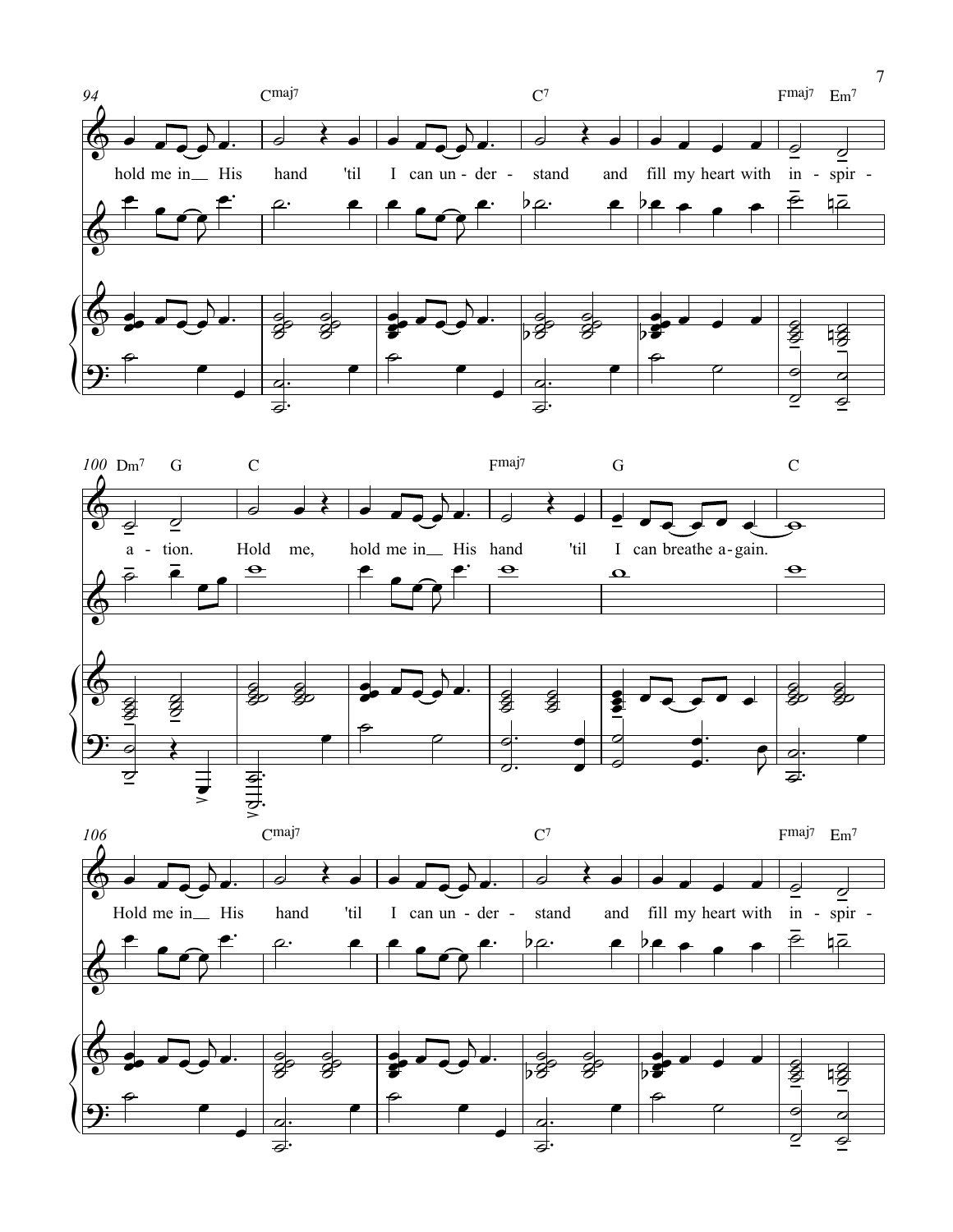94 — Cmaj7 — C7 — Fmaj7 Em7

hold me in His hand 'til I can un - der - stand and fill my heart with in - spir -

100 — Dm7 G — C — Fmaj7 — G — C

a - tion. Hold me, hold me in His hand 'til I can breathe a - gain.

106 — Cmaj7 — C7 — Fmaj7 Em7

Hold me in His hand 'til I can un - der - stand and fill my heart with in - spir -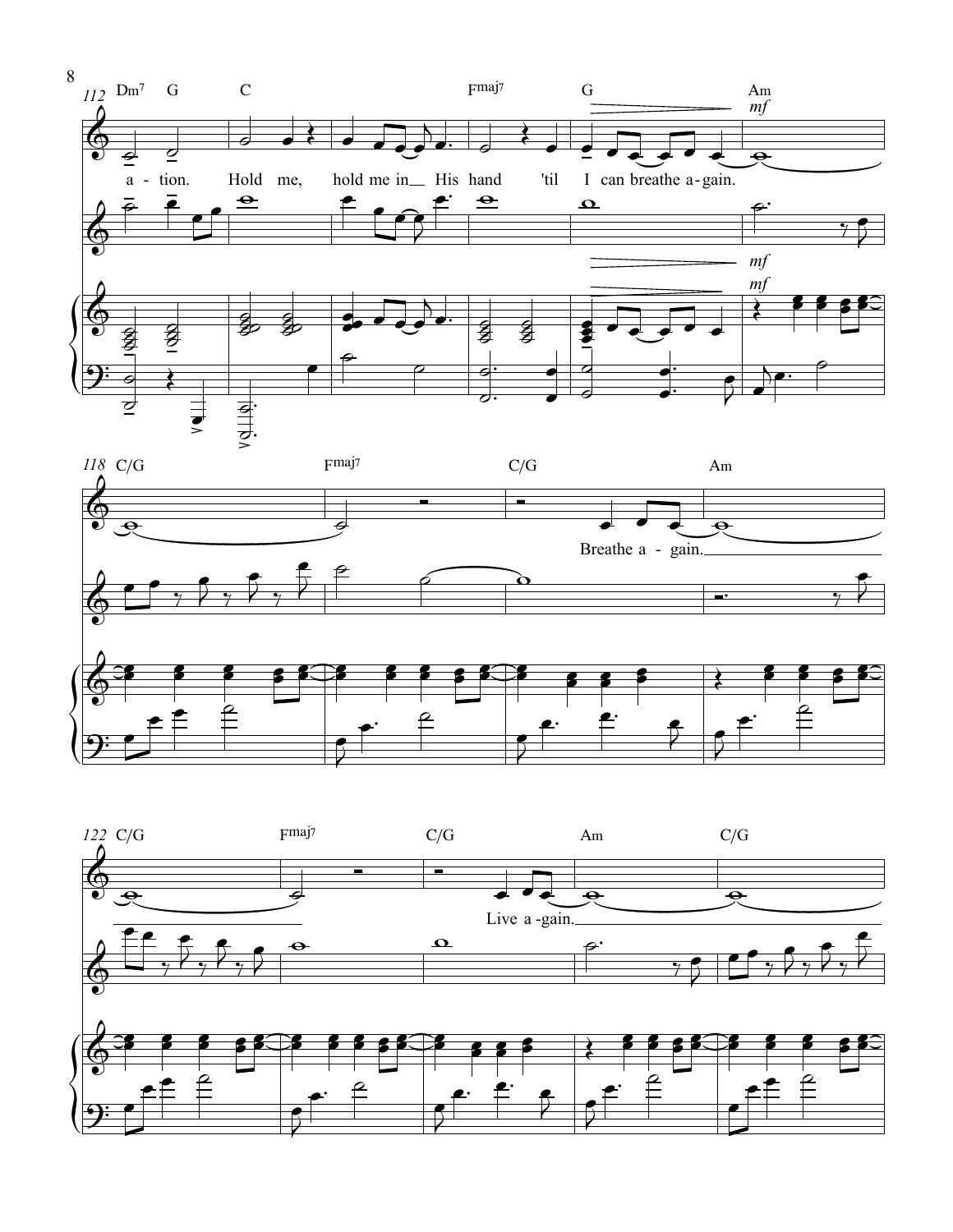112 Dm7 G C Fmaj7 G Am

*mf*

a - tion. Hold me, hold me in His hand 'til I can breathe a-gain.

118 C/G Fmaj7 C/G Am

Breathe a - gain.

122 C/G Fmaj7 C/G Am C/G

Live a -gain.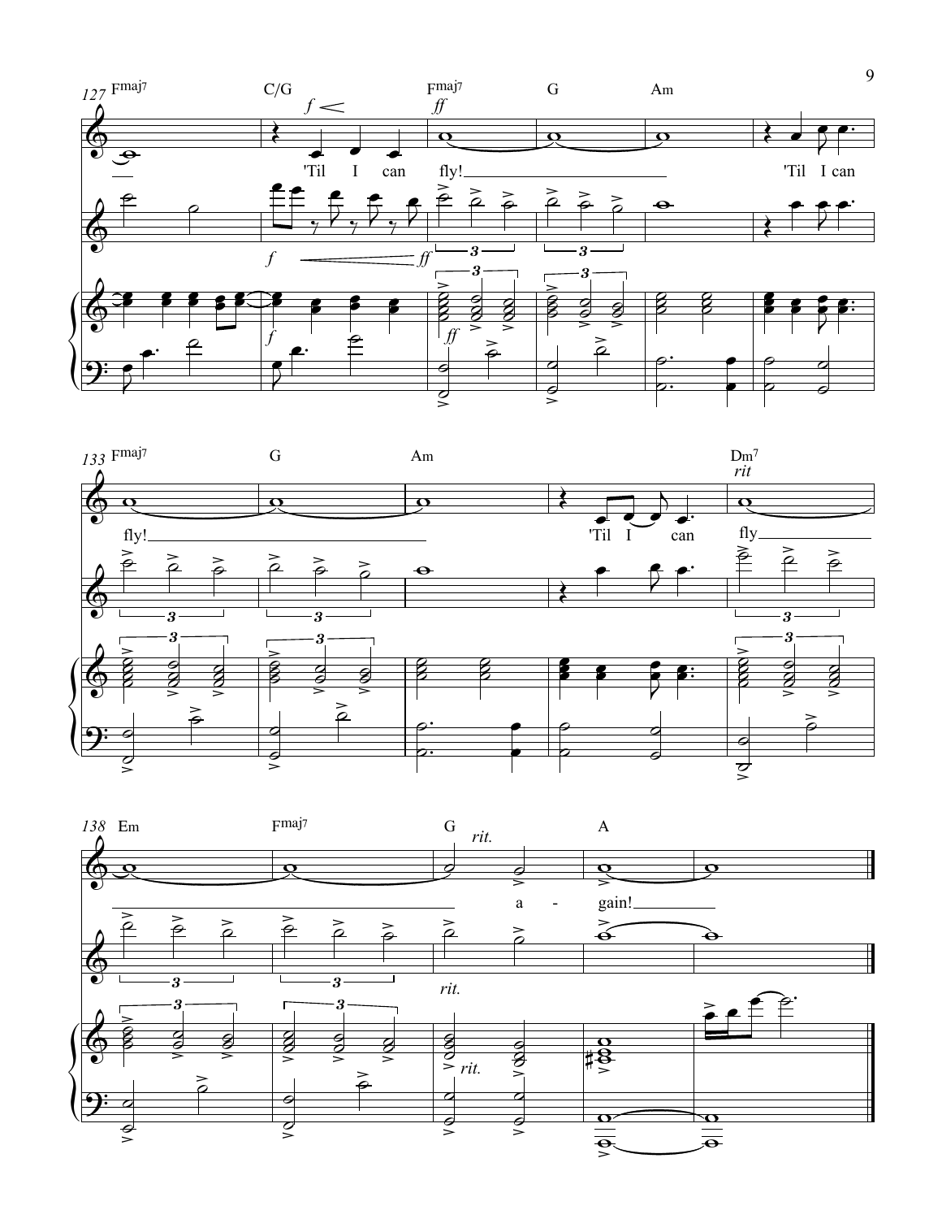127 Fmaj7 C/G Fmaj7 G Am

*f* *ff*

'Til I can fly! 'Til I can

*f* *ff*

*f*

*ff*

133 Fmaj7 G Am Dm7

*rit*

fly! 'Til I can fly

138 Em Fmaj7 G A

*rit.*

a - gain!

*rit.*

*rit.*